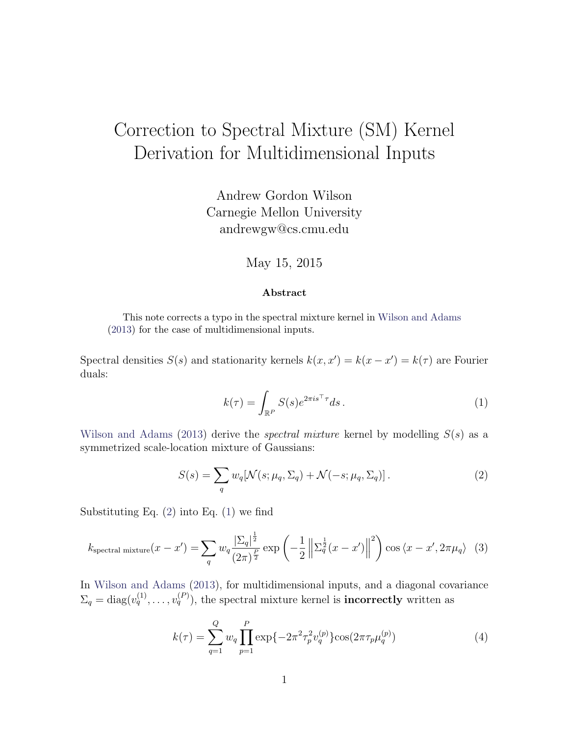# Correction to Spectral Mixture (SM) Kernel Derivation for Multidimensional Inputs

Andrew Gordon Wilson
Carnegie Mellon University
andrewgw@cs.cmu.edu

May 15, 2015

**Abstract**

This note corrects a typo in the spectral mixture kernel in Wilson and Adams (2013) for the case of multidimensional inputs.

Spectral densities $S(s)$ and stationarity kernels $k(x, x') = k(x - x') = k(\tau)$ are Fourier duals:

$$k(\tau) = \int_{\mathbb{R}^P} S(s) e^{2\pi i s^\top \tau} ds \,. \tag{1}$$

Wilson and Adams (2013) derive the *spectral mixture* kernel by modelling $S(s)$ as a symmetrized scale-location mixture of Gaussians:

$$S(s) = \sum_q w_q [\mathcal{N}(s; \mu_q, \Sigma_q) + \mathcal{N}(-s; \mu_q, \Sigma_q)] \,. \tag{2}$$

Substituting Eq. (2) into Eq. (1) we find

$$k_{\text{spectral mixture}}(x - x') = \sum_q w_q \frac{|\Sigma_q|^{\frac{1}{2}}}{(2\pi)^{\frac{P}{2}}} \exp\left( -\frac{1}{2} \left\| \Sigma_q^{\frac{1}{2}} (x - x') \right\|^2 \right) \cos \langle x - x', 2\pi \mu_q \rangle \tag{3}$$

In Wilson and Adams (2013), for multidimensional inputs, and a diagonal covariance $\Sigma_q = \text{diag}(v_q^{(1)}, \ldots, v_q^{(P)})$, the spectral mixture kernel is **incorrectly** written as

$$k(\tau) = \sum_{q=1}^{Q} w_q \prod_{p=1}^{P} \exp\{-2\pi^2 \tau_p^2 v_q^{(p)}\} \cos(2\pi \tau_p \mu_q^{(p)}) \tag{4}$$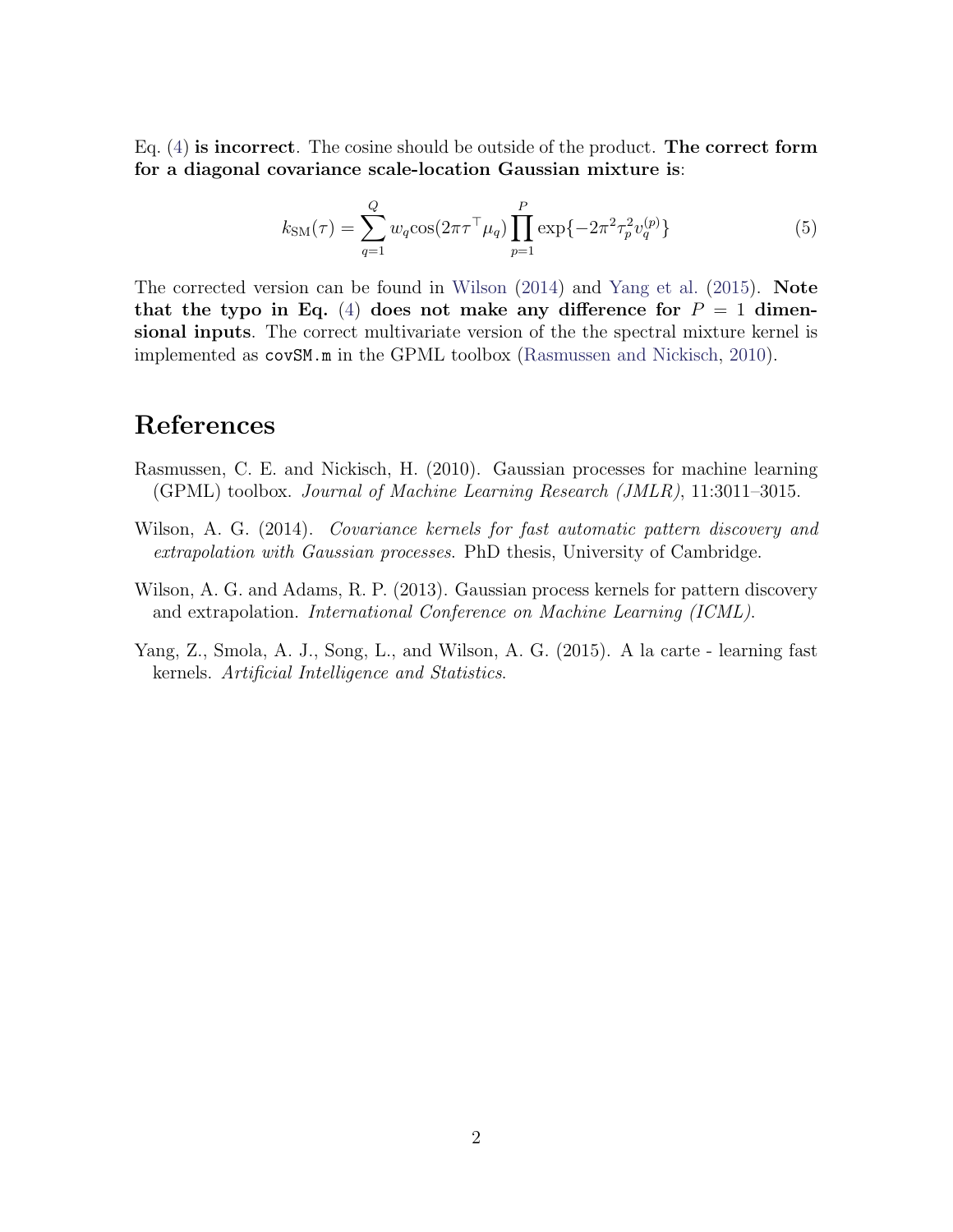Eq. (4) **is incorrect**. The cosine should be outside of the product. **The correct form for a diagonal covariance scale-location Gaussian mixture is**:

$$k_{\mathrm{SM}}(\tau) = \sum_{q=1}^{Q} w_q \cos(2\pi\tau^\top \mu_q) \prod_{p=1}^{P} \exp\{-2\pi^2 \tau_p^2 v_q^{(p)}\} \tag{5}$$

The corrected version can be found in Wilson (2014) and Yang et al. (2015). **Note that the typo in Eq. (4) does not make any difference for $P = 1$ dimensional inputs**. The correct multivariate version of the the spectral mixture kernel is implemented as `covSM.m` in the GPML toolbox (Rasmussen and Nickisch, 2010).

# References

Rasmussen, C. E. and Nickisch, H. (2010). Gaussian processes for machine learning (GPML) toolbox. *Journal of Machine Learning Research (JMLR)*, 11:3011–3015.

Wilson, A. G. (2014). *Covariance kernels for fast automatic pattern discovery and extrapolation with Gaussian processes*. PhD thesis, University of Cambridge.

Wilson, A. G. and Adams, R. P. (2013). Gaussian process kernels for pattern discovery and extrapolation. *International Conference on Machine Learning (ICML)*.

Yang, Z., Smola, A. J., Song, L., and Wilson, A. G. (2015). A la carte - learning fast kernels. *Artificial Intelligence and Statistics*.